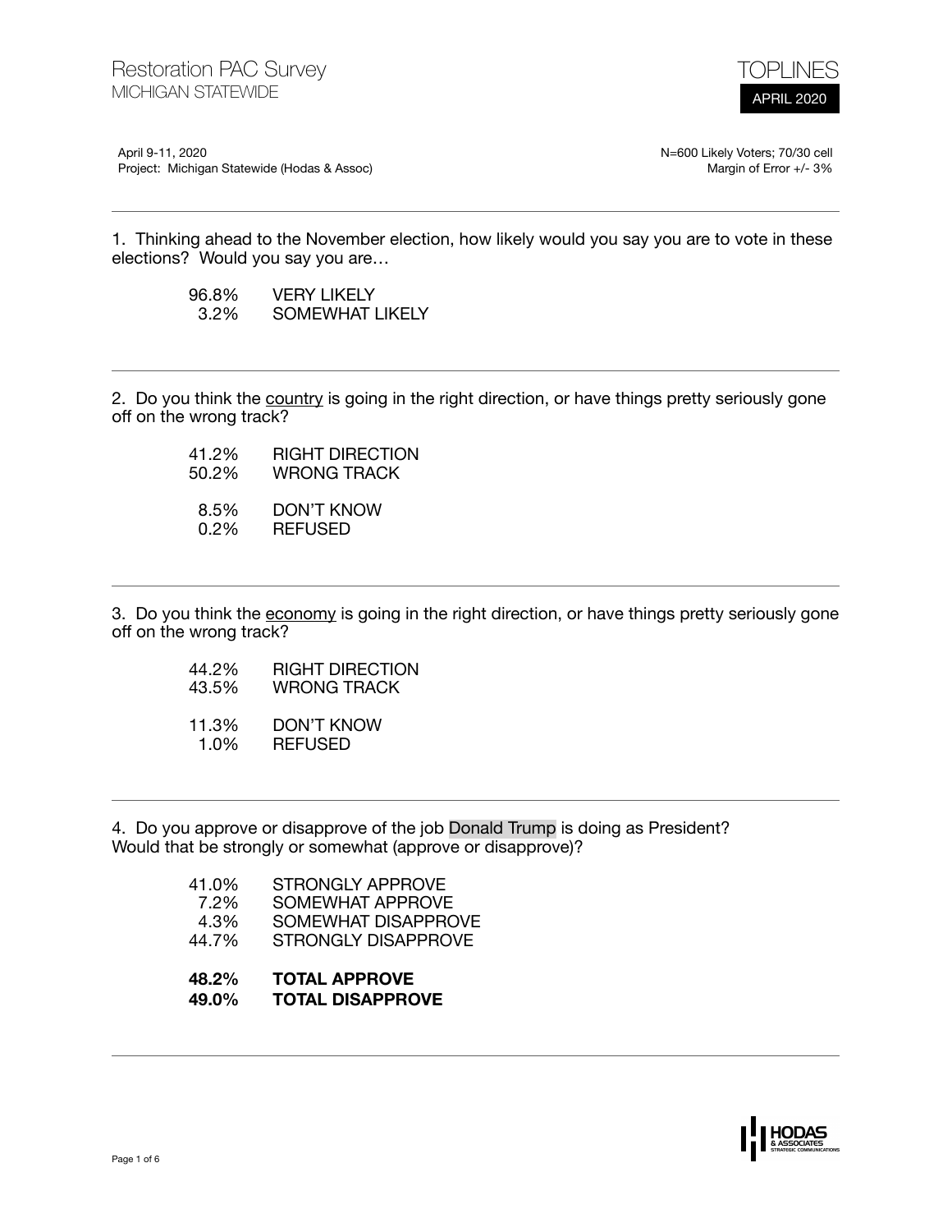# Restoration PAC Survey
## MICHIGAN STATEWIDE

TOPLINES

APRIL 2020

April 9-11, 2020
Project: Michigan Statewide (Hodas & Assoc)

N=600 Likely Voters; 70/30 cell
Margin of Error +/- 3%

---

1. Thinking ahead to the November election, how likely would you say you are to vote in these elections? Would you say you are…

| | |
|---|---|
| 96.8% | VERY LIKELY |
| 3.2% | SOMEWHAT LIKELY |

---

2. Do you think the country is going in the right direction, or have things pretty seriously gone off on the wrong track?

| | |
|---|---|
| 41.2% | RIGHT DIRECTION |
| 50.2% | WRONG TRACK |
| 8.5% | DON'T KNOW |
| 0.2% | REFUSED |

---

3. Do you think the economy is going in the right direction, or have things pretty seriously gone off on the wrong track?

| | |
|---|---|
| 44.2% | RIGHT DIRECTION |
| 43.5% | WRONG TRACK |
| 11.3% | DON'T KNOW |
| 1.0% | REFUSED |

---

4. Do you approve or disapprove of the job Donald Trump is doing as President? Would that be strongly or somewhat (approve or disapprove)?

| | |
|---|---|
| 41.0% | STRONGLY APPROVE |
| 7.2% | SOMEWHAT APPROVE |
| 4.3% | SOMEWHAT DISAPPROVE |
| 44.7% | STRONGLY DISAPPROVE |
| **48.2%** | **TOTAL APPROVE** |
| **49.0%** | **TOTAL DISAPPROVE** |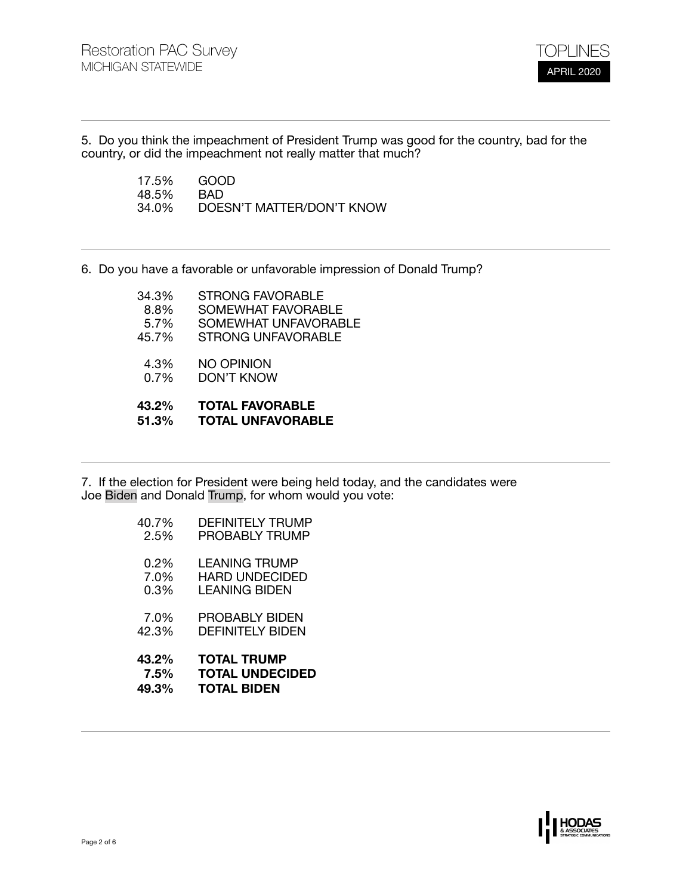5. Do you think the impeachment of President Trump was good for the country, bad for the country, or did the impeachment not really matter that much?

| | |
|---|---|
| 17.5% | GOOD |
| 48.5% | BAD |
| 34.0% | DOESN'T MATTER/DON'T KNOW |

---

6. Do you have a favorable or unfavorable impression of Donald Trump?

| | |
|---|---|
| 34.3% | STRONG FAVORABLE |
| 8.8% | SOMEWHAT FAVORABLE |
| 5.7% | SOMEWHAT UNFAVORABLE |
| 45.7% | STRONG UNFAVORABLE |
| 4.3% | NO OPINION |
| 0.7% | DON'T KNOW |
| **43.2%** | **TOTAL FAVORABLE** |
| **51.3%** | **TOTAL UNFAVORABLE** |

---

7. If the election for President were being held today, and the candidates were Joe Biden and Donald Trump, for whom would you vote:

| | |
|---|---|
| 40.7% | DEFINITELY TRUMP |
| 2.5% | PROBABLY TRUMP |
| 0.2% | LEANING TRUMP |
| 7.0% | HARD UNDECIDED |
| 0.3% | LEANING BIDEN |
| 7.0% | PROBABLY BIDEN |
| 42.3% | DEFINITELY BIDEN |
| **43.2%** | **TOTAL TRUMP** |
| **7.5%** | **TOTAL UNDECIDED** |
| **49.3%** | **TOTAL BIDEN** |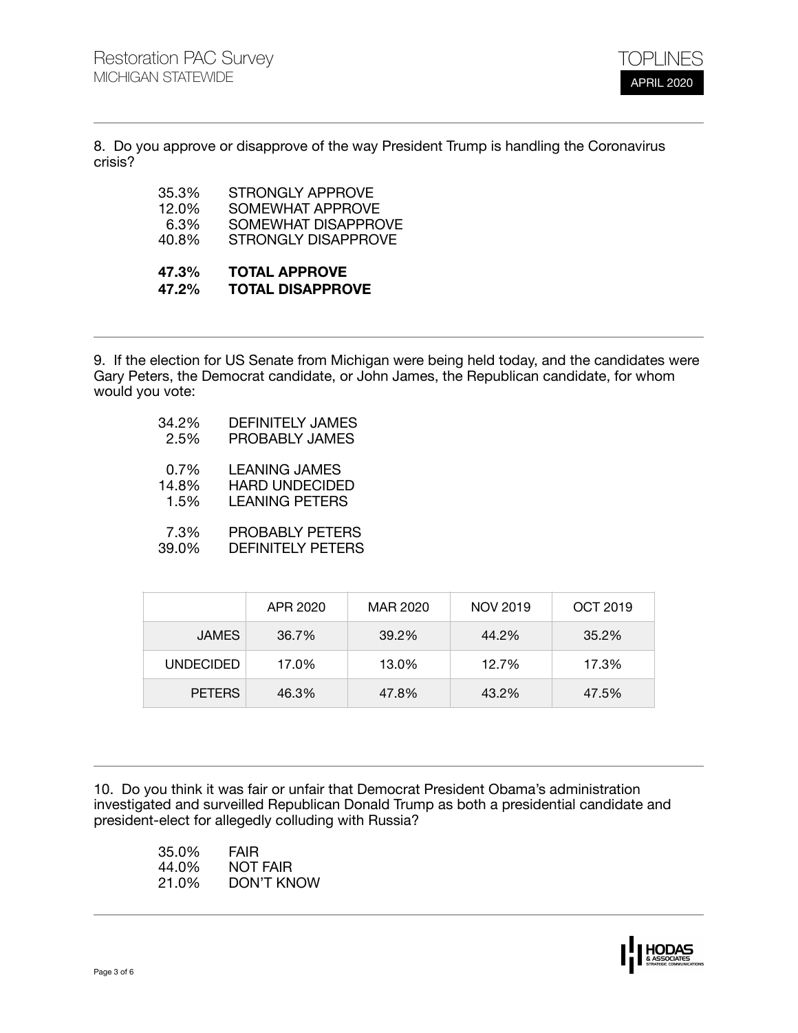8. Do you approve or disapprove of the way President Trump is handling the Coronavirus crisis?

35.3% STRONGLY APPROVE
12.0% SOMEWHAT APPROVE
6.3% SOMEWHAT DISAPPROVE
40.8% STRONGLY DISAPPROVE

**47.3% TOTAL APPROVE**
**47.2% TOTAL DISAPPROVE**

---

9. If the election for US Senate from Michigan were being held today, and the candidates were Gary Peters, the Democrat candidate, or John James, the Republican candidate, for whom would you vote:

34.2% DEFINITELY JAMES
2.5% PROBABLY JAMES

0.7% LEANING JAMES
14.8% HARD UNDECIDED
1.5% LEANING PETERS

7.3% PROBABLY PETERS
39.0% DEFINITELY PETERS

| | APR 2020 | MAR 2020 | NOV 2019 | OCT 2019 |
|---|---|---|---|---|
| JAMES | 36.7% | 39.2% | 44.2% | 35.2% |
| UNDECIDED | 17.0% | 13.0% | 12.7% | 17.3% |
| PETERS | 46.3% | 47.8% | 43.2% | 47.5% |

---

10. Do you think it was fair or unfair that Democrat President Obama's administration investigated and surveilled Republican Donald Trump as both a presidential candidate and president-elect for allegedly colluding with Russia?

35.0% FAIR
44.0% NOT FAIR
21.0% DON'T KNOW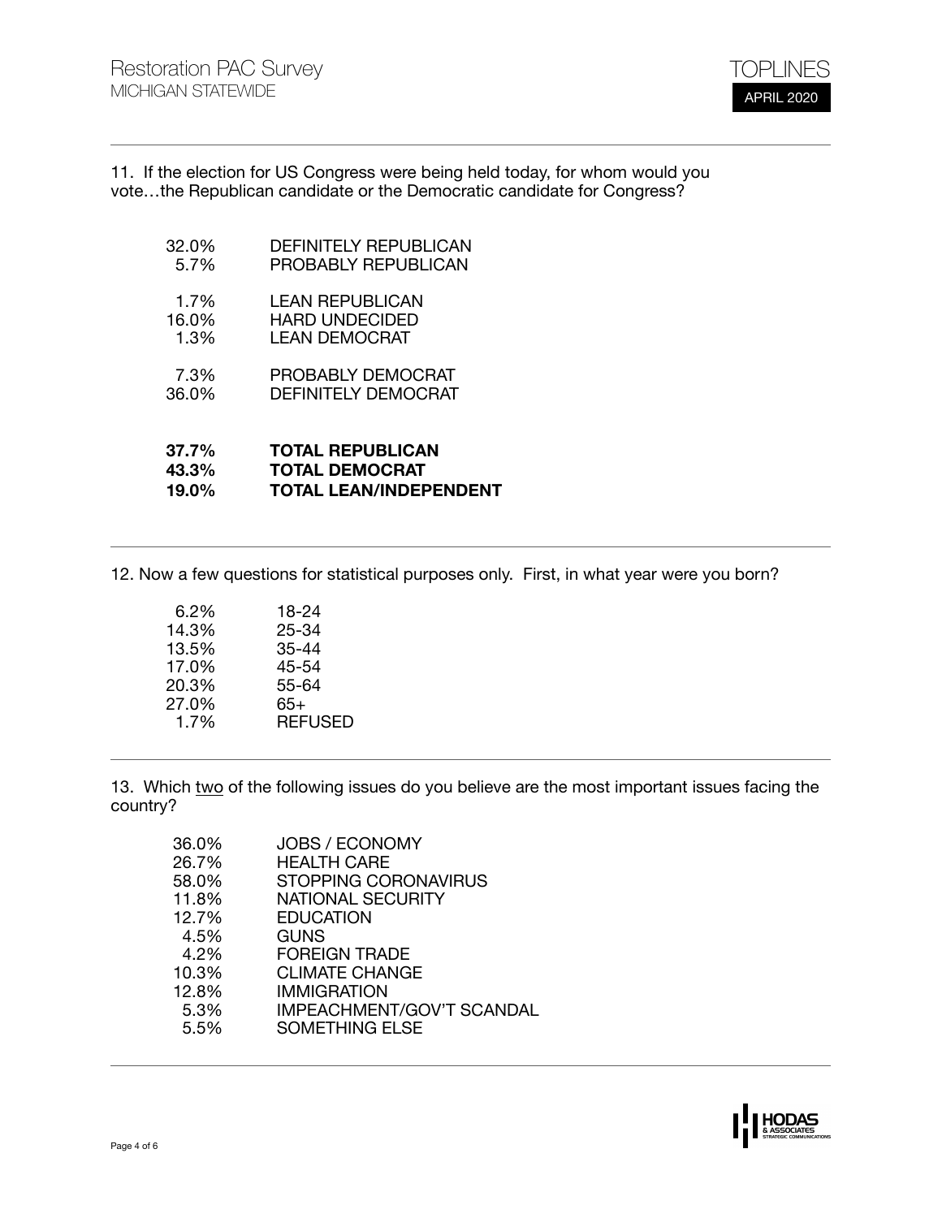11. If the election for US Congress were being held today, for whom would you vote…the Republican candidate or the Democratic candidate for Congress?

| | |
|---|---|
| 32.0% | DEFINITELY REPUBLICAN |
| 5.7% | PROBABLY REPUBLICAN |
| 1.7% | LEAN REPUBLICAN |
| 16.0% | HARD UNDECIDED |
| 1.3% | LEAN DEMOCRAT |
| 7.3% | PROBABLY DEMOCRAT |
| 36.0% | DEFINITELY DEMOCRAT |
| **37.7%** | **TOTAL REPUBLICAN** |
| **43.3%** | **TOTAL DEMOCRAT** |
| **19.0%** | **TOTAL LEAN/INDEPENDENT** |

12. Now a few questions for statistical purposes only. First, in what year were you born?

| | |
|---|---|
| 6.2% | 18-24 |
| 14.3% | 25-34 |
| 13.5% | 35-44 |
| 17.0% | 45-54 |
| 20.3% | 55-64 |
| 27.0% | 65+ |
| 1.7% | REFUSED |

13. Which two of the following issues do you believe are the most important issues facing the country?

| | |
|---|---|
| 36.0% | JOBS / ECONOMY |
| 26.7% | HEALTH CARE |
| 58.0% | STOPPING CORONAVIRUS |
| 11.8% | NATIONAL SECURITY |
| 12.7% | EDUCATION |
| 4.5% | GUNS |
| 4.2% | FOREIGN TRADE |
| 10.3% | CLIMATE CHANGE |
| 12.8% | IMMIGRATION |
| 5.3% | IMPEACHMENT/GOV'T SCANDAL |
| 5.5% | SOMETHING ELSE |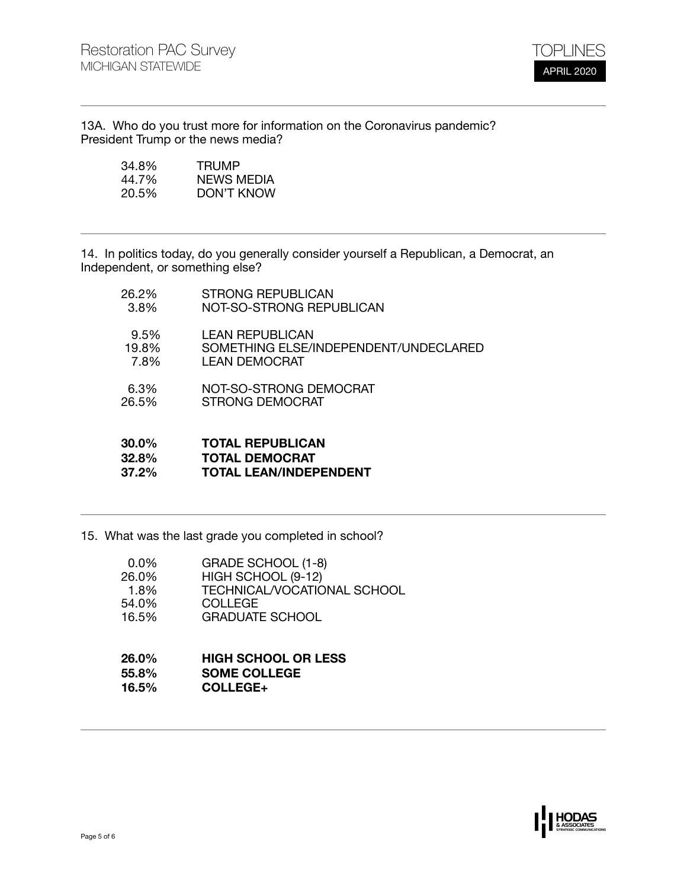13A. Who do you trust more for information on the Coronavirus pandemic? President Trump or the news media?

| | |
|---|---|
| 34.8% | TRUMP |
| 44.7% | NEWS MEDIA |
| 20.5% | DON'T KNOW |

14. In politics today, do you generally consider yourself a Republican, a Democrat, an Independent, or something else?

| | |
|---|---|
| 26.2% | STRONG REPUBLICAN |
| 3.8% | NOT-SO-STRONG REPUBLICAN |
| 9.5% | LEAN REPUBLICAN |
| 19.8% | SOMETHING ELSE/INDEPENDENT/UNDECLARED |
| 7.8% | LEAN DEMOCRAT |
| 6.3% | NOT-SO-STRONG DEMOCRAT |
| 26.5% | STRONG DEMOCRAT |
| **30.0%** | **TOTAL REPUBLICAN** |
| **32.8%** | **TOTAL DEMOCRAT** |
| **37.2%** | **TOTAL LEAN/INDEPENDENT** |

15. What was the last grade you completed in school?

| | |
|---|---|
| 0.0% | GRADE SCHOOL (1-8) |
| 26.0% | HIGH SCHOOL (9-12) |
| 1.8% | TECHNICAL/VOCATIONAL SCHOOL |
| 54.0% | COLLEGE |
| 16.5% | GRADUATE SCHOOL |
| **26.0%** | **HIGH SCHOOL OR LESS** |
| **55.8%** | **SOME COLLEGE** |
| **16.5%** | **COLLEGE+** |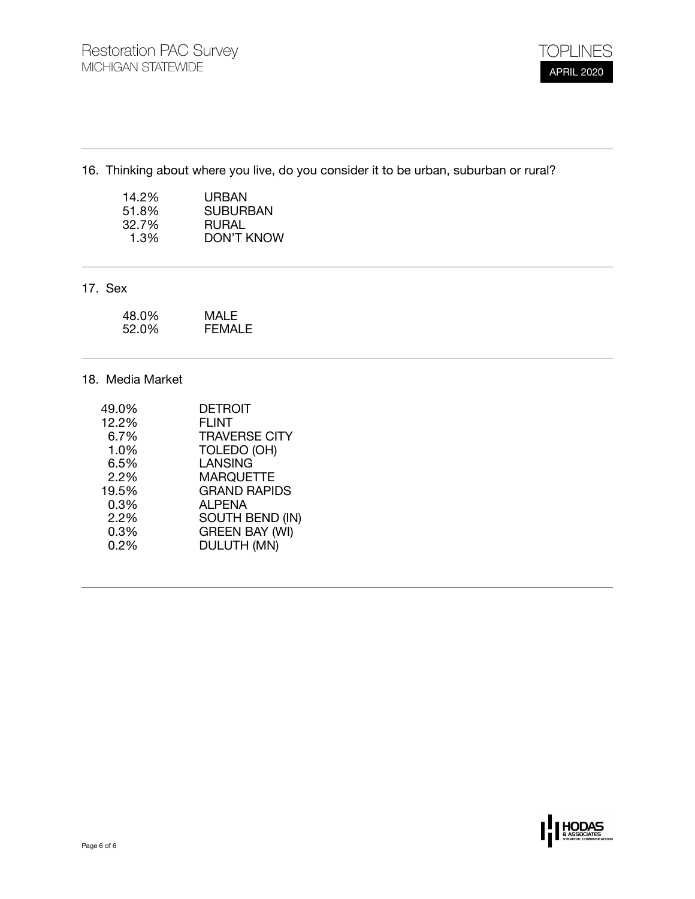16. Thinking about where you live, do you consider it to be urban, suburban or rural?

| | |
|---|---|
| 14.2% | URBAN |
| 51.8% | SUBURBAN |
| 32.7% | RURAL |
| 1.3% | DON'T KNOW |

17. Sex

| | |
|---|---|
| 48.0% | MALE |
| 52.0% | FEMALE |

18. Media Market

| | |
|---|---|
| 49.0% | DETROIT |
| 12.2% | FLINT |
| 6.7% | TRAVERSE CITY |
| 1.0% | TOLEDO (OH) |
| 6.5% | LANSING |
| 2.2% | MARQUETTE |
| 19.5% | GRAND RAPIDS |
| 0.3% | ALPENA |
| 2.2% | SOUTH BEND (IN) |
| 0.3% | GREEN BAY (WI) |
| 0.2% | DULUTH (MN) |